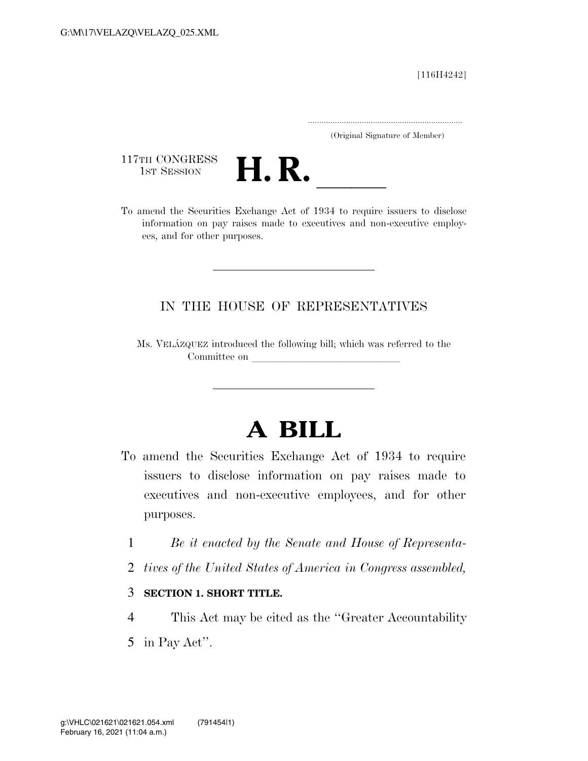[116H4242]

.....................................................................
(Original Signature of Member)

117TH CONGRESS
1ST SESSION

# H. R. \_\_\_\_\_

To amend the Securities Exchange Act of 1934 to require issuers to disclose information on pay raises made to executives and non-executive employees, and for other purposes.

---

IN THE HOUSE OF REPRESENTATIVES

Ms. VELÁZQUEZ introduced the following bill; which was referred to the Committee on \_\_\_\_\_\_\_\_\_\_\_\_\_\_\_\_\_\_\_\_\_\_\_\_\_\_\_\_

---

# A BILL

To amend the Securities Exchange Act of 1934 to require issuers to disclose information on pay raises made to executives and non-executive employees, and for other purposes.

1 *Be it enacted by the Senate and House of Representa-*
2 *tives of the United States of America in Congress assembled,*

3 **SECTION 1. SHORT TITLE.**

4 This Act may be cited as the ''Greater Accountability
5 in Pay Act''.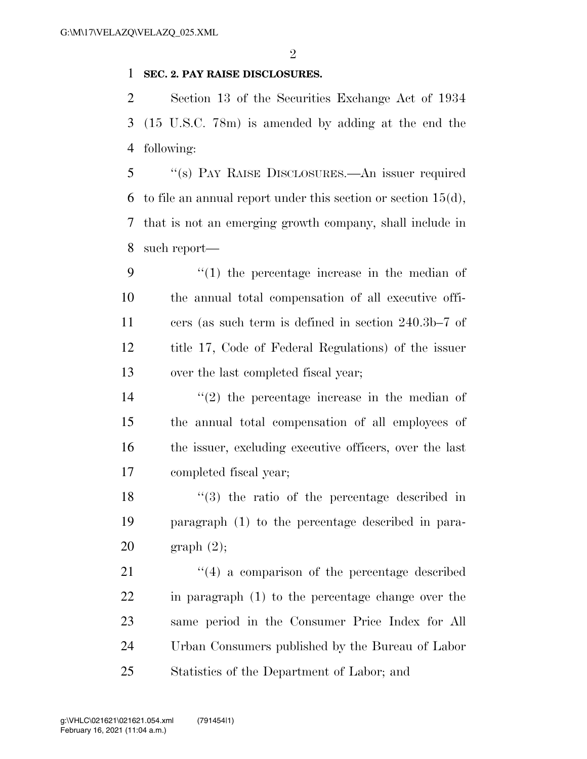**SEC. 2. PAY RAISE DISCLOSURES.**

Section 13 of the Securities Exchange Act of 1934 (15 U.S.C. 78m) is amended by adding at the end the following:

"(s) PAY RAISE DISCLOSURES.—An issuer required to file an annual report under this section or section 15(d), that is not an emerging growth company, shall include in such report—

"(1) the percentage increase in the median of the annual total compensation of all executive officers (as such term is defined in section 240.3b–7 of title 17, Code of Federal Regulations) of the issuer over the last completed fiscal year;

"(2) the percentage increase in the median of the annual total compensation of all employees of the issuer, excluding executive officers, over the last completed fiscal year;

"(3) the ratio of the percentage described in paragraph (1) to the percentage described in paragraph (2);

"(4) a comparison of the percentage described in paragraph (1) to the percentage change over the same period in the Consumer Price Index for All Urban Consumers published by the Bureau of Labor Statistics of the Department of Labor; and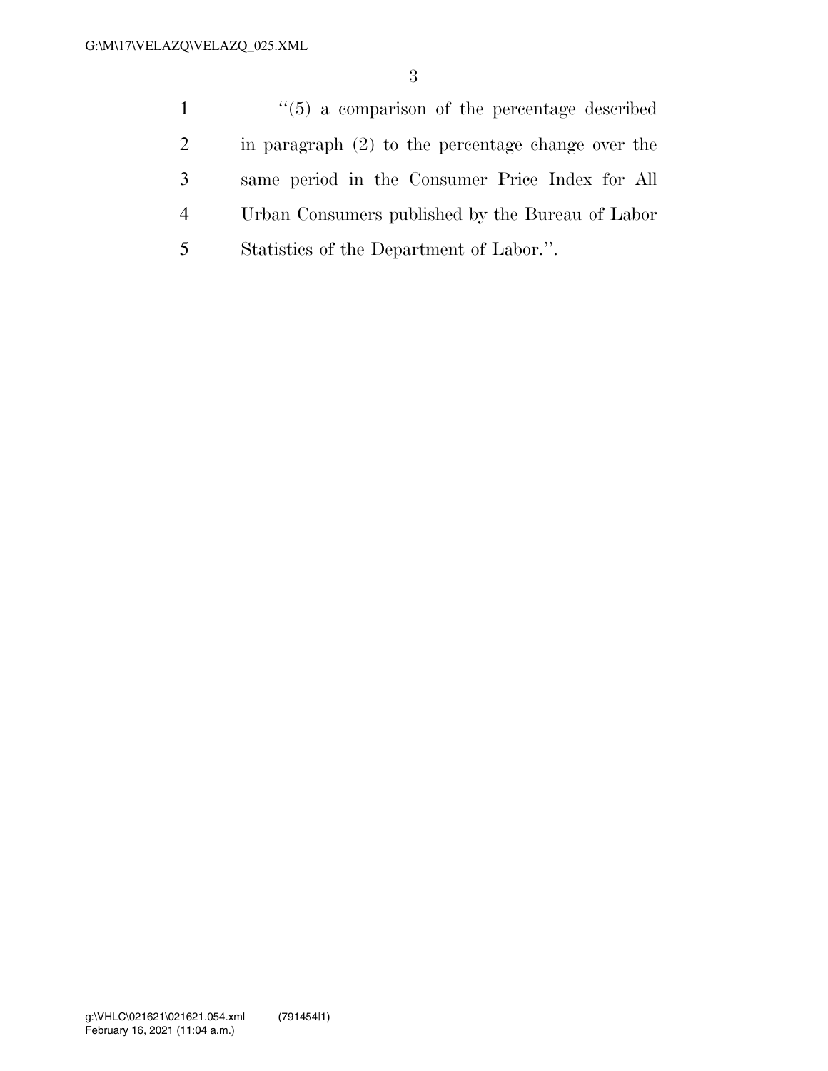''(5) a comparison of the percentage described in paragraph (2) to the percentage change over the same period in the Consumer Price Index for All Urban Consumers published by the Bureau of Labor Statistics of the Department of Labor.''.